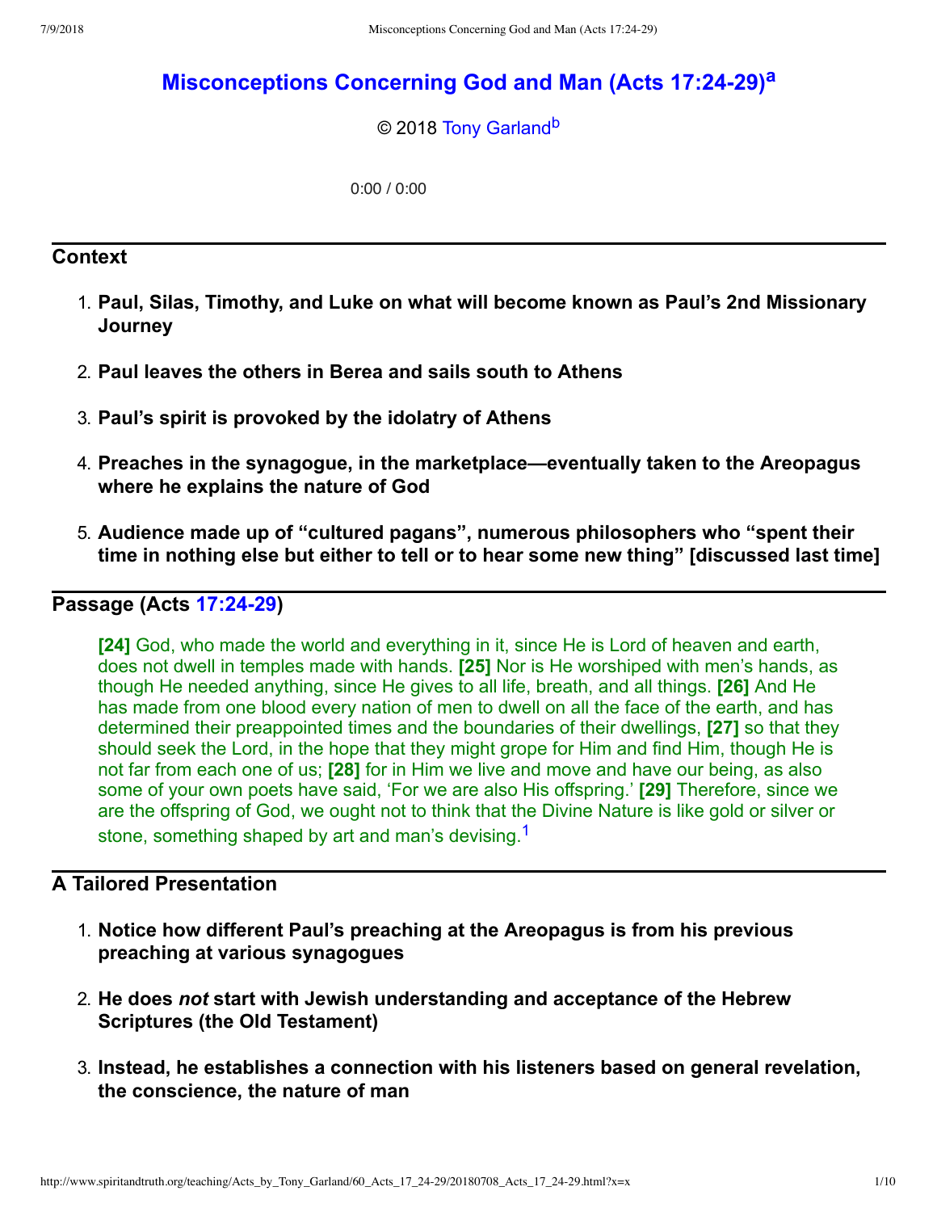# Misconceptions Concerning God and Man (Acts 17:24-29)[a]

© 2018 Tony Garland[b]

0:00 / 0:00

## Context

1. **Paul, Silas, Timothy, and Luke on what will become known as Paul's 2nd Missionary Journey**

2. **Paul leaves the others in Berea and sails south to Athens**

3. **Paul's spirit is provoked by the idolatry of Athens**

4. **Preaches in the synagogue, in the marketplace—eventually taken to the Areopagus where he explains the nature of God**

5. **Audience made up of "cultured pagans", numerous philosophers who "spent their time in nothing else but either to tell or to hear some new thing" [discussed last time]**

## Passage (Acts 17:24-29)

> **[24]** God, who made the world and everything in it, since He is Lord of heaven and earth, does not dwell in temples made with hands. **[25]** Nor is He worshiped with men's hands, as though He needed anything, since He gives to all life, breath, and all things. **[26]** And He has made from one blood every nation of men to dwell on all the face of the earth, and has determined their preappointed times and the boundaries of their dwellings, **[27]** so that they should seek the Lord, in the hope that they might grope for Him and find Him, though He is not far from each one of us; **[28]** for in Him we live and move and have our being, as also some of your own poets have said, 'For we are also His offspring.' **[29]** Therefore, since we are the offspring of God, we ought not to think that the Divine Nature is like gold or silver or stone, something shaped by art and man's devising.[1]

## A Tailored Presentation

1. **Notice how different Paul's preaching at the Areopagus is from his previous preaching at various synagogues**

2. **He does *not* start with Jewish understanding and acceptance of the Hebrew Scriptures (the Old Testament)**

3. **Instead, he establishes a connection with his listeners based on general revelation, the conscience, the nature of man**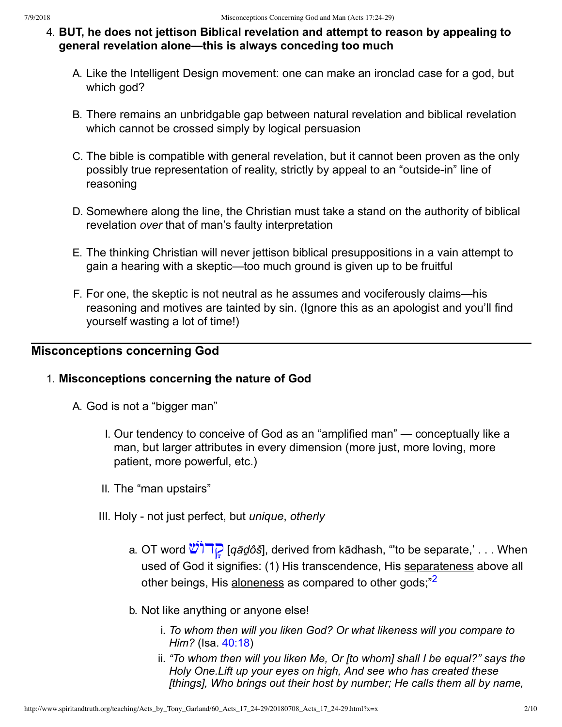4. **BUT, he does not jettison Biblical revelation and attempt to reason by appealing to general revelation alone—this is always conceding too much**

   A. Like the Intelligent Design movement: one can make an ironclad case for a god, but which god?

   B. There remains an unbridgable gap between natural revelation and biblical revelation which cannot be crossed simply by logical persuasion

   C. The bible is compatible with general revelation, but it cannot been proven as the only possibly true representation of reality, strictly by appeal to an "outside-in" line of reasoning

   D. Somewhere along the line, the Christian must take a stand on the authority of biblical revelation *over* that of man's faulty interpretation

   E. The thinking Christian will never jettison biblical presuppositions in a vain attempt to gain a hearing with a skeptic—too much ground is given up to be fruitful

   F. For one, the skeptic is not neutral as he assumes and vociferously claims—his reasoning and motives are tainted by sin. (Ignore this as an apologist and you'll find yourself wasting a lot of time!)

---

## Misconceptions concerning God

1. **Misconceptions concerning the nature of God**

   A. God is not a "bigger man"

      I. Our tendency to conceive of God as an "amplified man" — conceptually like a man, but larger attributes in every dimension (more just, more loving, more patient, more powerful, etc.)

      II. The "man upstairs"

      III. Holy - not just perfect, but *unique*, *otherly*

         a. OT word קָדוֹשׁ [*qāḏôš*], derived from kādhash, "'to be separate,' . . . When used of God it signifies: (1) His transcendence, His separateness above all other beings, His aloneness as compared to other gods;"[2]

         b. Not like anything or anyone else!

            i. *To whom then will you liken God? Or what likeness will you compare to Him?* (Isa. 40:18)

            ii. *"To whom then will you liken Me, Or [to whom] shall I be equal?" says the Holy One.Lift up your eyes on high, And see who has created these [things], Who brings out their host by number; He calls them all by name,*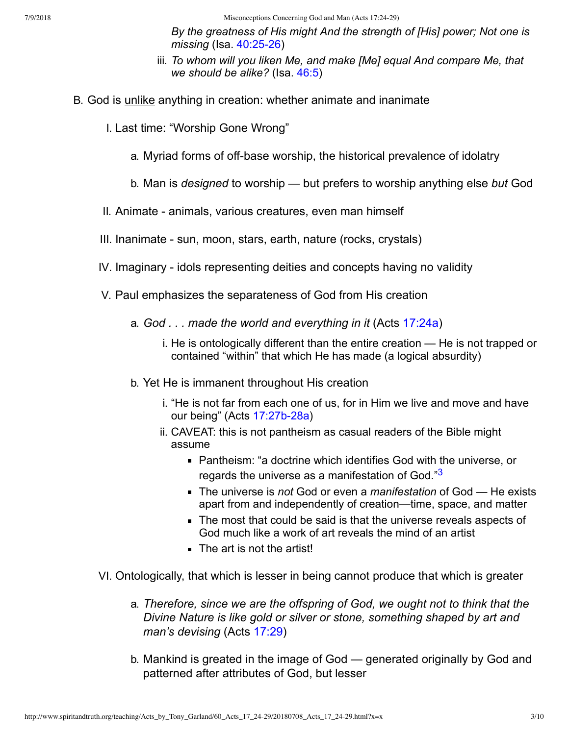*By the greatness of His might And the strength of [His] power; Not one is missing* (Isa. 40:25-26)

iii. *To whom will you liken Me, and make [Me] equal And compare Me, that we should be alike?* (Isa. 46:5)

B. God is unlike anything in creation: whether animate and inanimate

I. Last time: "Worship Gone Wrong"

a. Myriad forms of off-base worship, the historical prevalence of idolatry

b. Man is *designed* to worship — but prefers to worship anything else *but* God

II. Animate - animals, various creatures, even man himself

III. Inanimate - sun, moon, stars, earth, nature (rocks, crystals)

IV. Imaginary - idols representing deities and concepts having no validity

V. Paul emphasizes the separateness of God from His creation

a. *God . . . made the world and everything in it* (Acts 17:24a)

i. He is ontologically different than the entire creation — He is not trapped or contained "within" that which He has made (a logical absurdity)

b. Yet He is immanent throughout His creation

i. "He is not far from each one of us, for in Him we live and move and have our being" (Acts 17:27b-28a)

ii. CAVEAT: this is not pantheism as casual readers of the Bible might assume

- Pantheism: "a doctrine which identifies God with the universe, or regards the universe as a manifestation of God."[3]
- The universe is *not* God or even a *manifestation* of God — He exists apart from and independently of creation—time, space, and matter
- The most that could be said is that the universe reveals aspects of God much like a work of art reveals the mind of an artist
- The art is not the artist!

VI. Ontologically, that which is lesser in being cannot produce that which is greater

a. *Therefore, since we are the offspring of God, we ought not to think that the Divine Nature is like gold or silver or stone, something shaped by art and man's devising* (Acts 17:29)

b. Mankind is greated in the image of God — generated originally by God and patterned after attributes of God, but lesser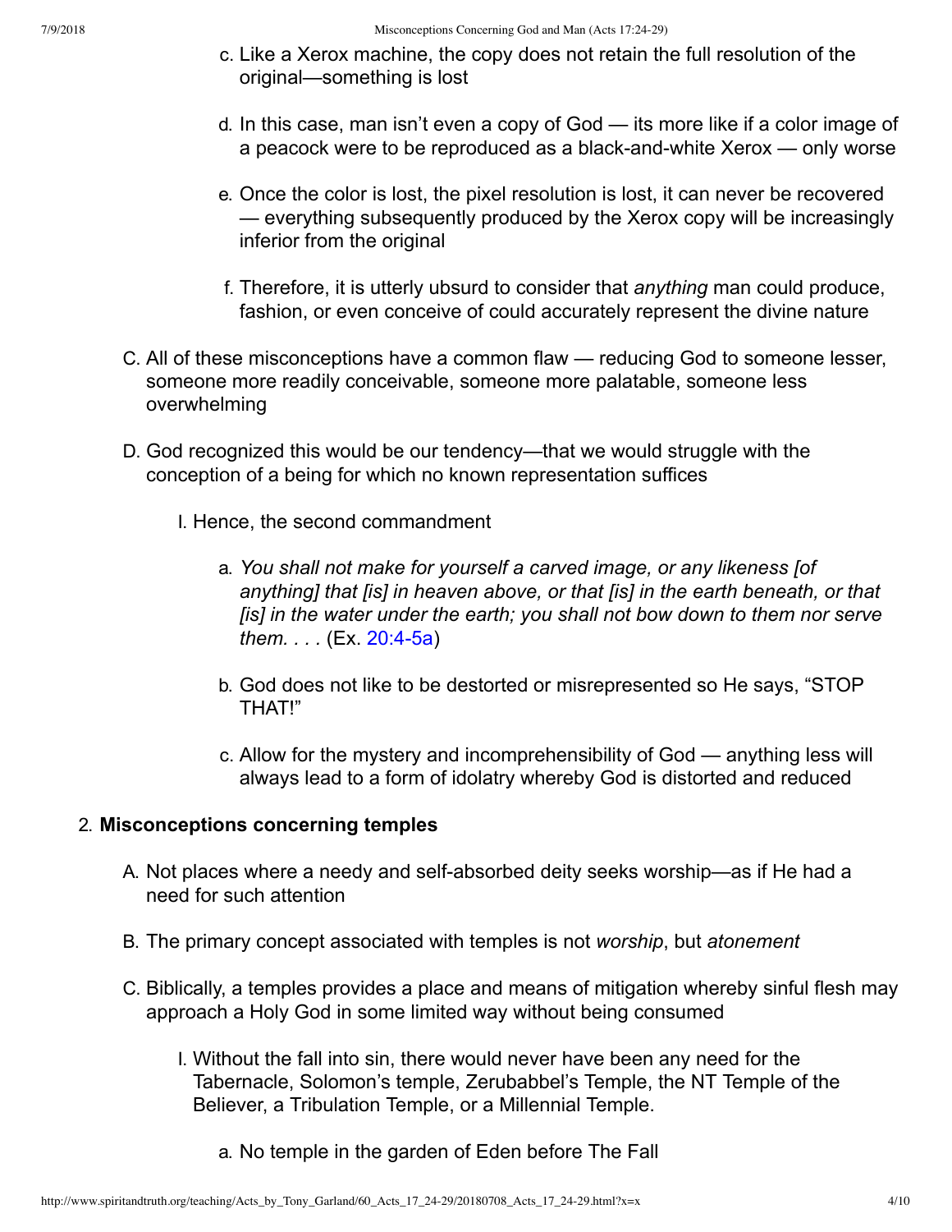c. Like a Xerox machine, the copy does not retain the full resolution of the original—something is lost

d. In this case, man isn't even a copy of God — its more like if a color image of a peacock were to be reproduced as a black-and-white Xerox — only worse

e. Once the color is lost, the pixel resolution is lost, it can never be recovered — everything subsequently produced by the Xerox copy will be increasingly inferior from the original

f. Therefore, it is utterly ubsurd to consider that *anything* man could produce, fashion, or even conceive of could accurately represent the divine nature

C. All of these misconceptions have a common flaw — reducing God to someone lesser, someone more readily conceivable, someone more palatable, someone less overwhelming

D. God recognized this would be our tendency—that we would struggle with the conception of a being for which no known representation suffices

I. Hence, the second commandment

a. *You shall not make for yourself a carved image, or any likeness [of anything] that [is] in heaven above, or that [is] in the earth beneath, or that [is] in the water under the earth; you shall not bow down to them nor serve them. . . .* (Ex. 20:4-5a)

b. God does not like to be destorted or misrepresented so He says, "STOP THAT!"

c. Allow for the mystery and incomprehensibility of God — anything less will always lead to a form of idolatry whereby God is distorted and reduced

2. **Misconceptions concerning temples**

A. Not places where a needy and self-absorbed deity seeks worship—as if He had a need for such attention

B. The primary concept associated with temples is not *worship*, but *atonement*

C. Biblically, a temples provides a place and means of mitigation whereby sinful flesh may approach a Holy God in some limited way without being consumed

I. Without the fall into sin, there would never have been any need for the Tabernacle, Solomon's temple, Zerubabbel's Temple, the NT Temple of the Believer, a Tribulation Temple, or a Millennial Temple.

a. No temple in the garden of Eden before The Fall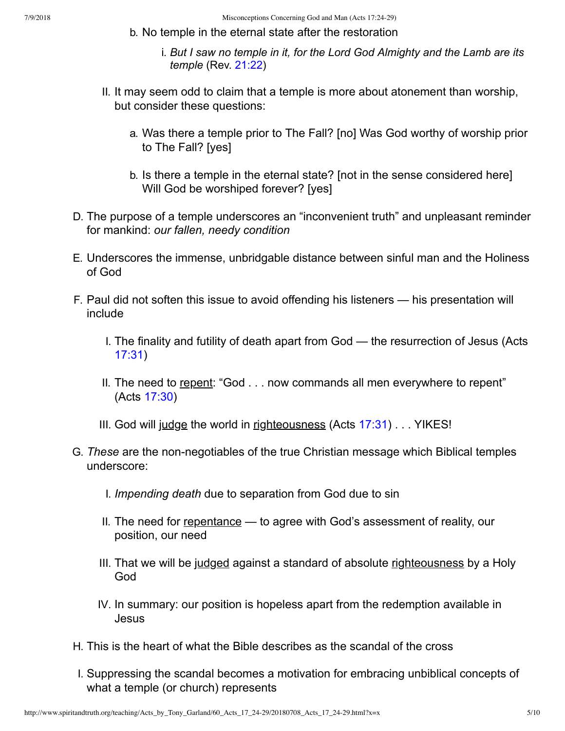b. No temple in the eternal state after the restoration

   i. *But I saw no temple in it, for the Lord God Almighty and the Lamb are its temple* (Rev. 21:22)

II. It may seem odd to claim that a temple is more about atonement than worship, but consider these questions:

   a. Was there a temple prior to The Fall? [no] Was God worthy of worship prior to The Fall? [yes]

   b. Is there a temple in the eternal state? [not in the sense considered here] Will God be worshiped forever? [yes]

D. The purpose of a temple underscores an "inconvenient truth" and unpleasant reminder for mankind: *our fallen, needy condition*

E. Underscores the immense, unbridgable distance between sinful man and the Holiness of God

F. Paul did not soften this issue to avoid offending his listeners — his presentation will include

   I. The finality and futility of death apart from God — the resurrection of Jesus (Acts 17:31)

   II. The need to <u>repent</u>: "God . . . now commands all men everywhere to repent" (Acts 17:30)

   III. God will <u>judge</u> the world in <u>righteousness</u> (Acts 17:31) . . . YIKES!

G. *These* are the non-negotiables of the true Christian message which Biblical temples underscore:

   I. *Impending death* due to separation from God due to sin

   II. The need for <u>repentance</u> — to agree with God's assessment of reality, our position, our need

   III. That we will be <u>judged</u> against a standard of absolute <u>righteousness</u> by a Holy God

   IV. In summary: our position is hopeless apart from the redemption available in Jesus

H. This is the heart of what the Bible describes as the scandal of the cross

I. Suppressing the scandal becomes a motivation for embracing unbiblical concepts of what a temple (or church) represents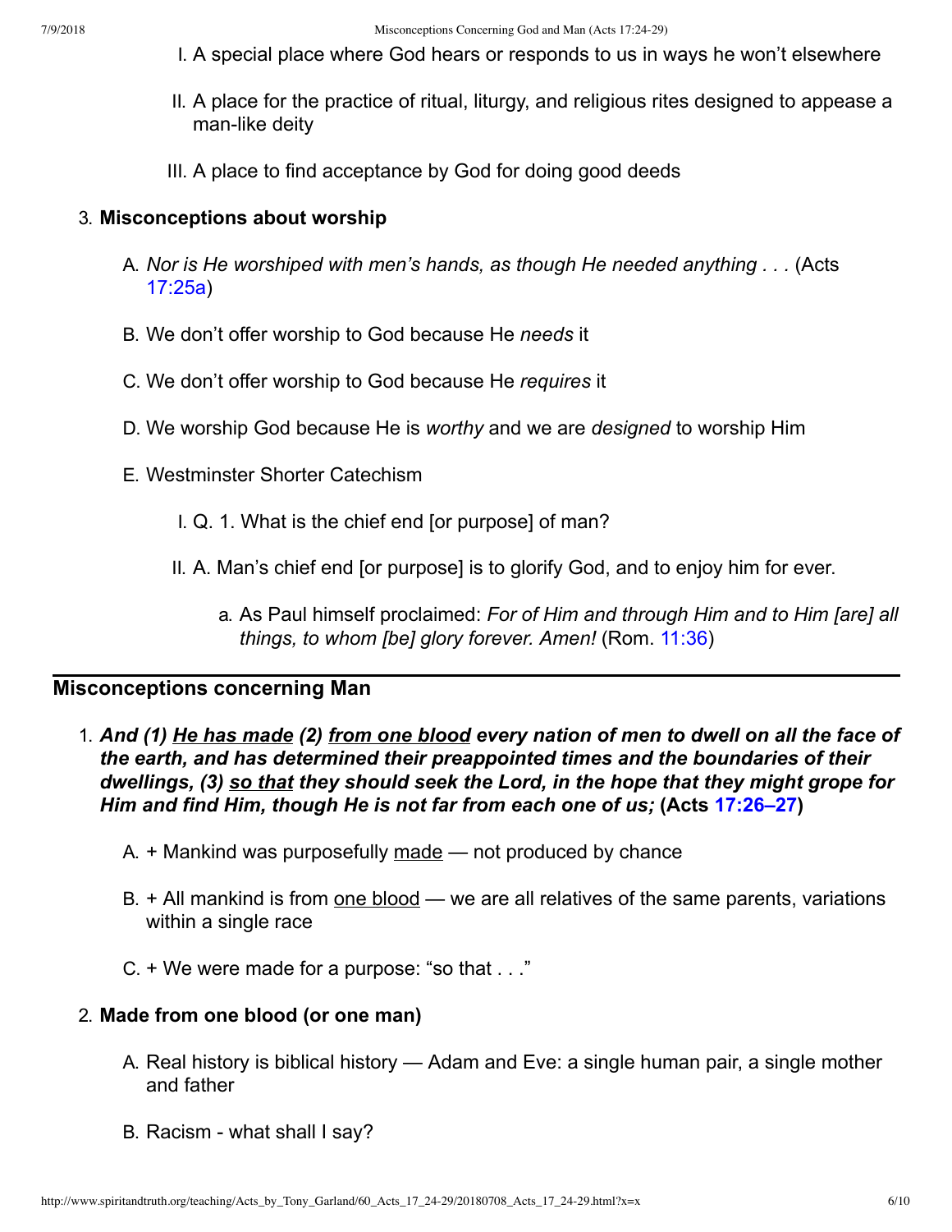I. A special place where God hears or responds to us in ways he won't elsewhere

II. A place for the practice of ritual, liturgy, and religious rites designed to appease a man-like deity

III. A place to find acceptance by God for doing good deeds

3. **Misconceptions about worship**

   A. *Nor is He worshiped with men's hands, as though He needed anything . . .* (Acts 17:25a)

   B. We don't offer worship to God because He *needs* it

   C. We don't offer worship to God because He *requires* it

   D. We worship God because He is *worthy* and we are *designed* to worship Him

   E. Westminster Shorter Catechism

      I. Q. 1. What is the chief end [or purpose] of man?

      II. A. Man's chief end [or purpose] is to glorify God, and to enjoy him for ever.

         a. As Paul himself proclaimed: *For of Him and through Him and to Him [are] all things, to whom [be] glory forever. Amen!* (Rom. 11:36)

---

## Misconceptions concerning Man

1. ***And (1) <u>He has made</u> (2) <u>from one blood</u> every nation of men to dwell on all the face of the earth, and has determined their preappointed times and the boundaries of their dwellings, (3) <u>so that</u> they should seek the Lord, in the hope that they might grope for Him and find Him, though He is not far from each one of us;*** **(Acts 17:26–27)**

   A. + Mankind was purposefully <u>made</u> — not produced by chance

   B. + All mankind is from <u>one blood</u> — we are all relatives of the same parents, variations within a single race

   C. + We were made for a purpose: "so that . . ."

2. **Made from one blood (or one man)**

   A. Real history is biblical history — Adam and Eve: a single human pair, a single mother and father

   B. Racism - what shall I say?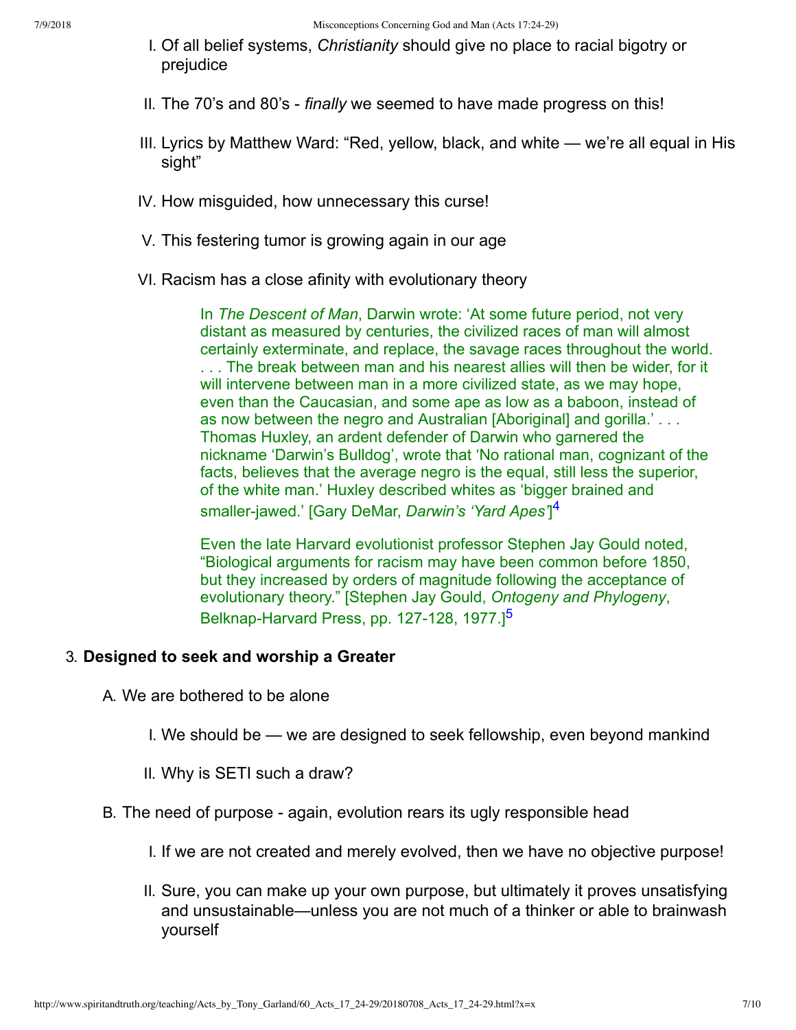I. Of all belief systems, *Christianity* should give no place to racial bigotry or prejudice

II. The 70's and 80's - *finally* we seemed to have made progress on this!

III. Lyrics by Matthew Ward: "Red, yellow, black, and white — we're all equal in His sight"

IV. How misguided, how unnecessary this curse!

V. This festering tumor is growing again in our age

VI. Racism has a close afinity with evolutionary theory

> In *The Descent of Man*, Darwin wrote: 'At some future period, not very distant as measured by centuries, the civilized races of man will almost certainly exterminate, and replace, the savage races throughout the world. . . . The break between man and his nearest allies will then be wider, for it will intervene between man in a more civilized state, as we may hope, even than the Caucasian, and some ape as low as a baboon, instead of as now between the negro and Australian [Aboriginal] and gorilla.' . . . Thomas Huxley, an ardent defender of Darwin who garnered the nickname 'Darwin's Bulldog', wrote that 'No rational man, cognizant of the facts, believes that the average negro is the equal, still less the superior, of the white man.' Huxley described whites as 'bigger brained and smaller-jawed.' [Gary DeMar, *Darwin's 'Yard Apes'*][4]

> Even the late Harvard evolutionist professor Stephen Jay Gould noted, "Biological arguments for racism may have been common before 1850, but they increased by orders of magnitude following the acceptance of evolutionary theory." [Stephen Jay Gould, *Ontogeny and Phylogeny*, Belknap-Harvard Press, pp. 127-128, 1977.][5]

3. **Designed to seek and worship a Greater**

   A. We are bothered to be alone

      I. We should be — we are designed to seek fellowship, even beyond mankind

      II. Why is SETI such a draw?

   B. The need of purpose - again, evolution rears its ugly responsible head

      I. If we are not created and merely evolved, then we have no objective purpose!

      II. Sure, you can make up your own purpose, but ultimately it proves unsatisfying and unsustainable—unless you are not much of a thinker or able to brainwash yourself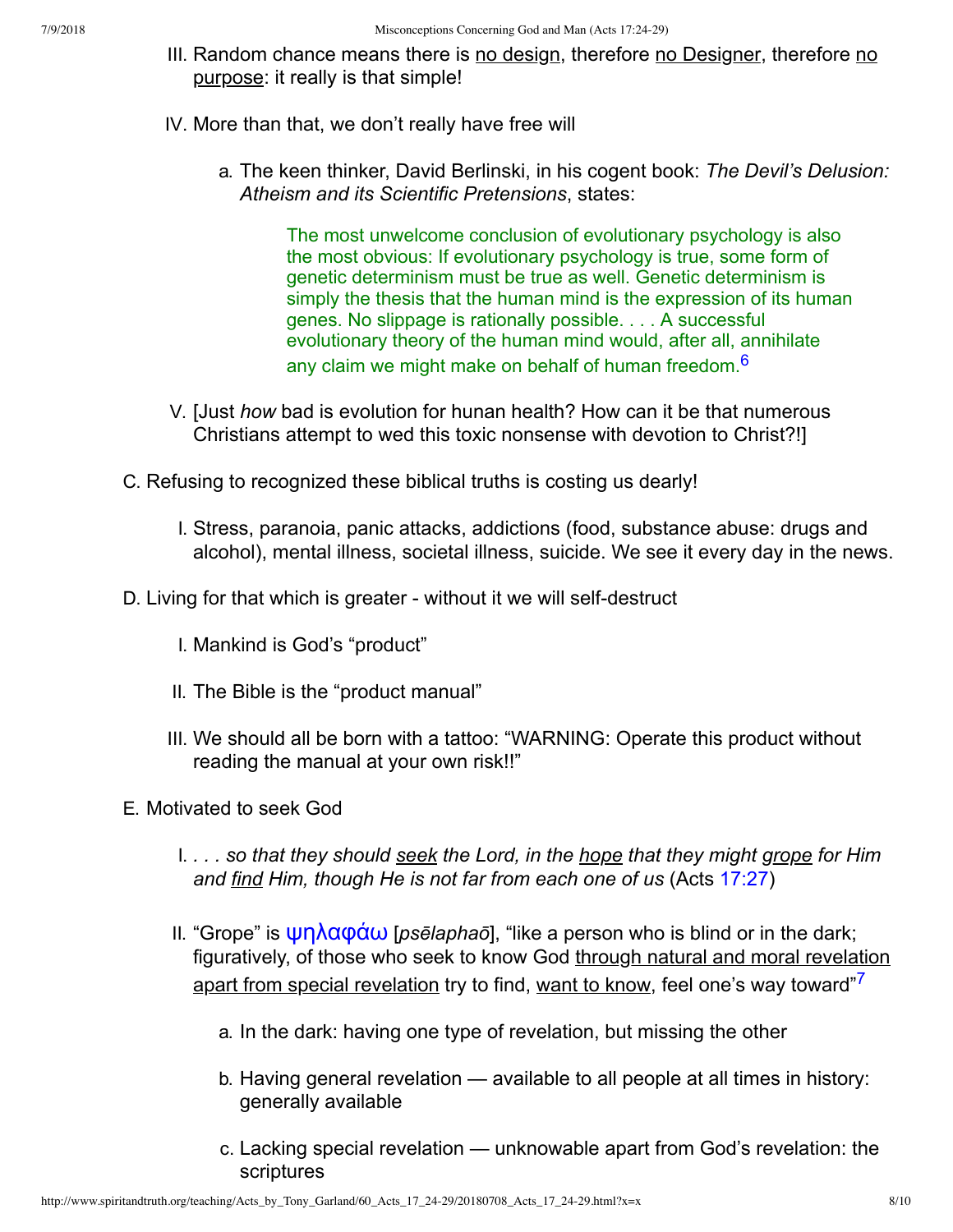III. Random chance means there is no design, therefore no Designer, therefore no purpose: it really is that simple!

IV. More than that, we don't really have free will

  a. The keen thinker, David Berlinski, in his cogent book: *The Devil's Delusion: Atheism and its Scientific Pretensions*, states:

    > The most unwelcome conclusion of evolutionary psychology is also the most obvious: If evolutionary psychology is true, some form of genetic determinism must be true as well. Genetic determinism is simply the thesis that the human mind is the expression of its human genes. No slippage is rationally possible. . . . A successful evolutionary theory of the human mind would, after all, annihilate any claim we might make on behalf of human freedom.[6]

V. [Just *how* bad is evolution for hunan health? How can it be that numerous Christians attempt to wed this toxic nonsense with devotion to Christ?!]

C. Refusing to recognized these biblical truths is costing us dearly!

  I. Stress, paranoia, panic attacks, addictions (food, substance abuse: drugs and alcohol), mental illness, societal illness, suicide. We see it every day in the news.

D. Living for that which is greater - without it we will self-destruct

  I. Mankind is God's "product"

  II. The Bible is the "product manual"

  III. We should all be born with a tattoo: "WARNING: Operate this product without reading the manual at your own risk!!"

E. Motivated to seek God

  I. *. . . so that they should seek the Lord, in the hope that they might grope for Him and find Him, though He is not far from each one of us* (Acts 17:27)

  II. "Grope" is ψηλαφάω [*psēlaphaō*], "like a person who is blind or in the dark; figuratively, of those who seek to know God through natural and moral revelation apart from special revelation try to find, want to know, feel one's way toward"[7]

    a. In the dark: having one type of revelation, but missing the other

    b. Having general revelation — available to all people at all times in history: generally available

    c. Lacking special revelation — unknowable apart from God's revelation: the scriptures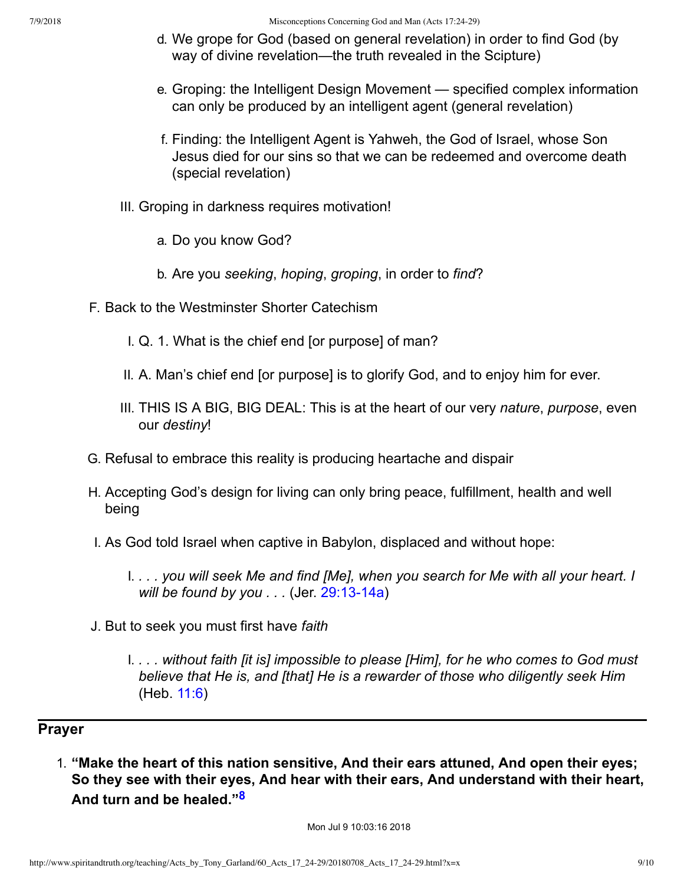d. We grope for God (based on general revelation) in order to find God (by way of divine revelation—the truth revealed in the Scipture)

e. Groping: the Intelligent Design Movement — specified complex information can only be produced by an intelligent agent (general revelation)

f. Finding: the Intelligent Agent is Yahweh, the God of Israel, whose Son Jesus died for our sins so that we can be redeemed and overcome death (special revelation)

III. Groping in darkness requires motivation!

a. Do you know God?

b. Are you *seeking*, *hoping*, *groping*, in order to *find*?

F. Back to the Westminster Shorter Catechism

I. Q. 1. What is the chief end [or purpose] of man?

II. A. Man's chief end [or purpose] is to glorify God, and to enjoy him for ever.

III. THIS IS A BIG, BIG DEAL: This is at the heart of our very *nature*, *purpose*, even our *destiny*!

G. Refusal to embrace this reality is producing heartache and dispair

H. Accepting God's design for living can only bring peace, fulfillment, health and well being

I. As God told Israel when captive in Babylon, displaced and without hope:

I. *. . . you will seek Me and find [Me], when you search for Me with all your heart. I will be found by you . . .* (Jer. 29:13-14a)

J. But to seek you must first have *faith*

I. *. . . without faith [it is] impossible to please [Him], for he who comes to God must believe that He is, and [that] He is a rewarder of those who diligently seek Him* (Heb. 11:6)

## Prayer

1. **"Make the heart of this nation sensitive, And their ears attuned, And open their eyes; So they see with their eyes, And hear with their ears, And understand with their heart, And turn and be healed."[8]**

Mon Jul 9 10:03:16 2018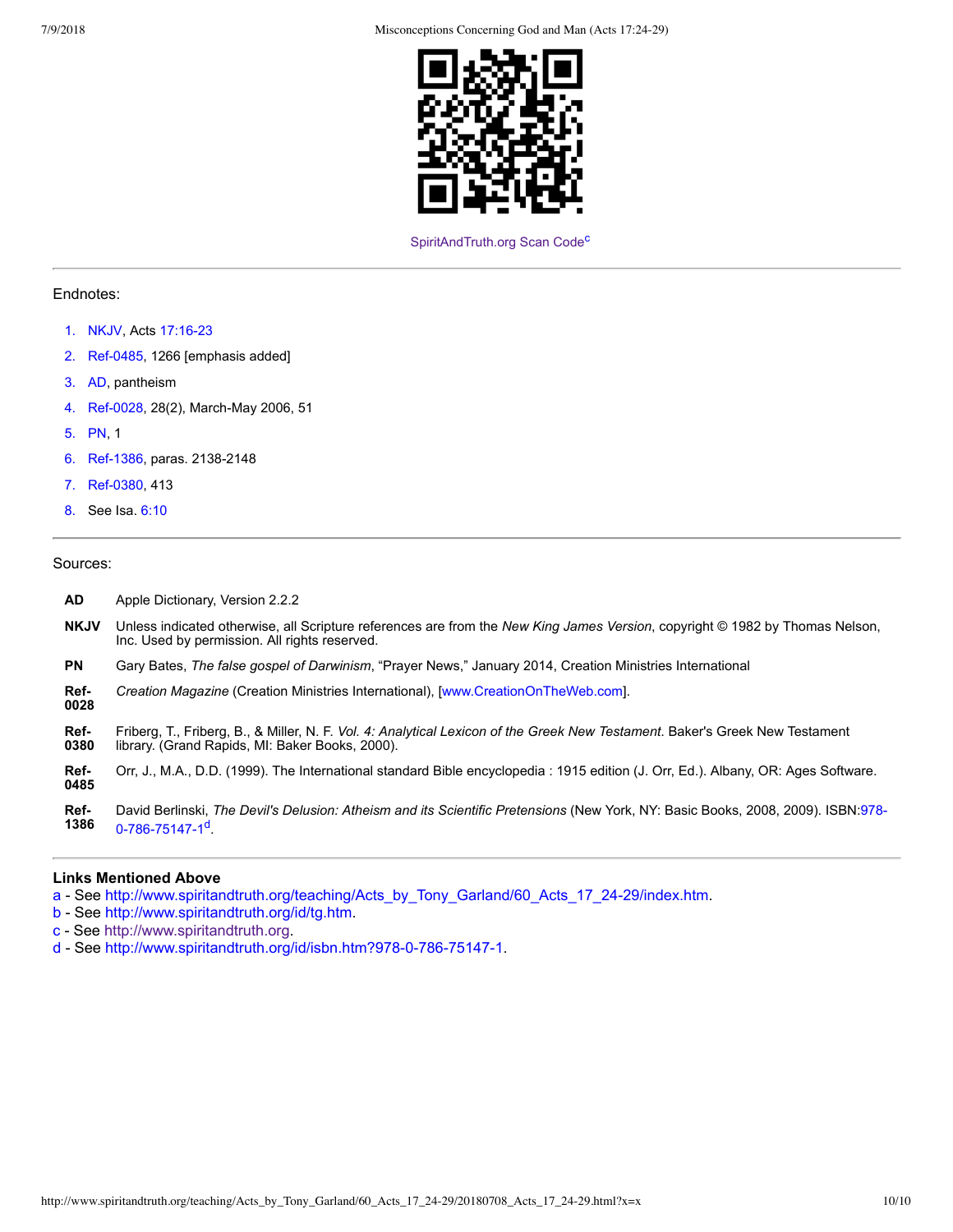SpiritAndTruth.org Scan Code[c]

---

Endnotes:

1. NKJV, Acts 17:16-23
2. Ref-0485, 1266 [emphasis added]
3. AD, pantheism
4. Ref-0028, 28(2), March-May 2006, 51
5. PN, 1
6. Ref-1386, paras. 2138-2148
7. Ref-0380, 413
8. See Isa. 6:10

---

Sources:

| | |
|---|---|
| **AD** | Apple Dictionary, Version 2.2.2 |
| **NKJV** | Unless indicated otherwise, all Scripture references are from the *New King James Version*, copyright © 1982 by Thomas Nelson, Inc. Used by permission. All rights reserved. |
| **PN** | Gary Bates, *The false gospel of Darwinism*, "Prayer News," January 2014, Creation Ministries International |
| **Ref-0028** | *Creation Magazine* (Creation Ministries International), [www.CreationOnTheWeb.com]. |
| **Ref-0380** | Friberg, T., Friberg, B., & Miller, N. F. *Vol. 4: Analytical Lexicon of the Greek New Testament*. Baker's Greek New Testament library. (Grand Rapids, MI: Baker Books, 2000). |
| **Ref-0485** | Orr, J., M.A., D.D. (1999). The International standard Bible encyclopedia : 1915 edition (J. Orr, Ed.). Albany, OR: Ages Software. |
| **Ref-1386** | David Berlinski, *The Devil's Delusion: Atheism and its Scientific Pretensions* (New York, NY: Basic Books, 2008, 2009). ISBN:978-0-786-75147-1[d]. |

---

**Links Mentioned Above**

a - See http://www.spiritandtruth.org/teaching/Acts_by_Tony_Garland/60_Acts_17_24-29/index.htm.
b - See http://www.spiritandtruth.org/id/tg.htm.
c - See http://www.spiritandtruth.org.
d - See http://www.spiritandtruth.org/id/isbn.htm?978-0-786-75147-1.